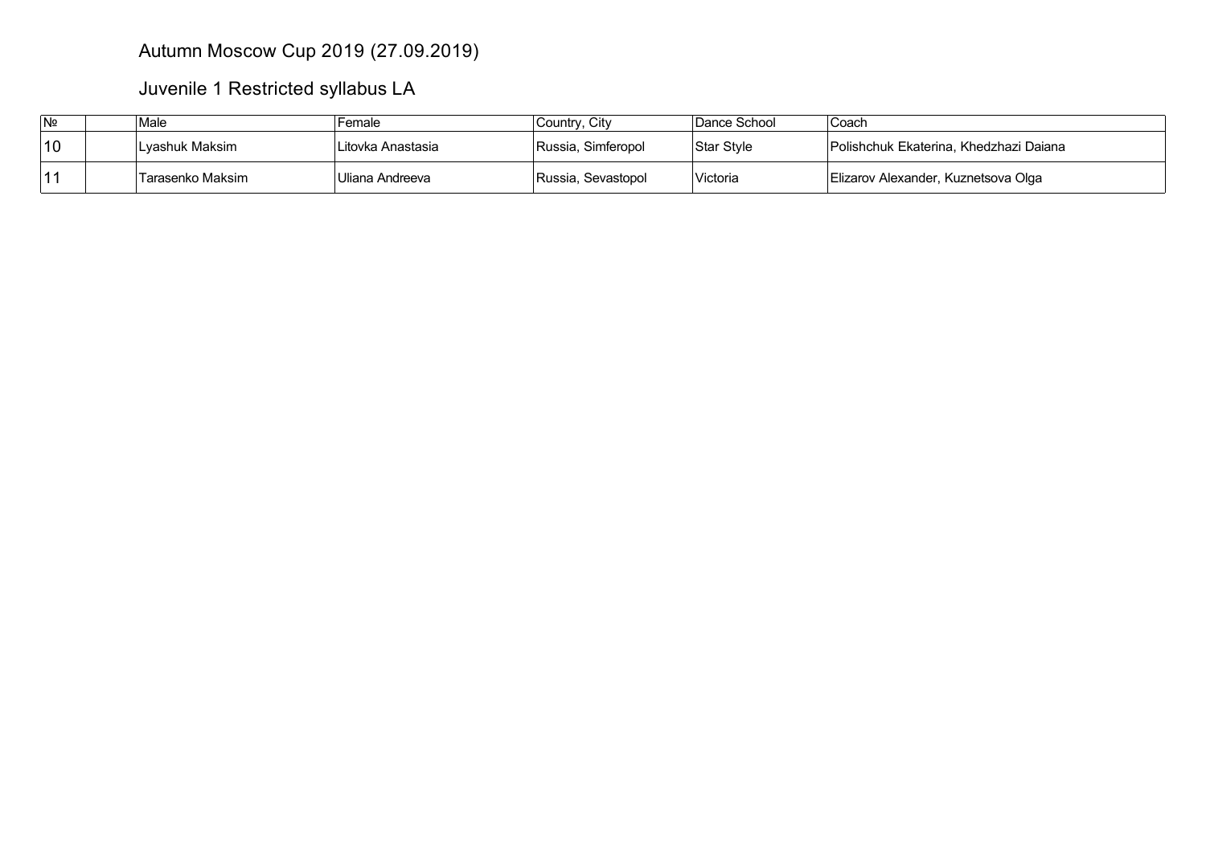# Autumn Moscow Cup 2019 (27.09.2019)

## Juvenile 1 Restricted syllabus LA

| № | | Male | Female | Country, City | Dance School | Coach |
|---|---|---|---|---|---|---|
| 10 | | Lyashuk Maksim | Litovka Anastasia | Russia, Simferopol | Star Style | Polishchuk Ekaterina, Khedzhazi Daiana |
| 11 | | Tarasenko Maksim | Uliana Andreeva | Russia, Sevastopol | Victoria | Elizarov Alexander, Kuznetsova Olga |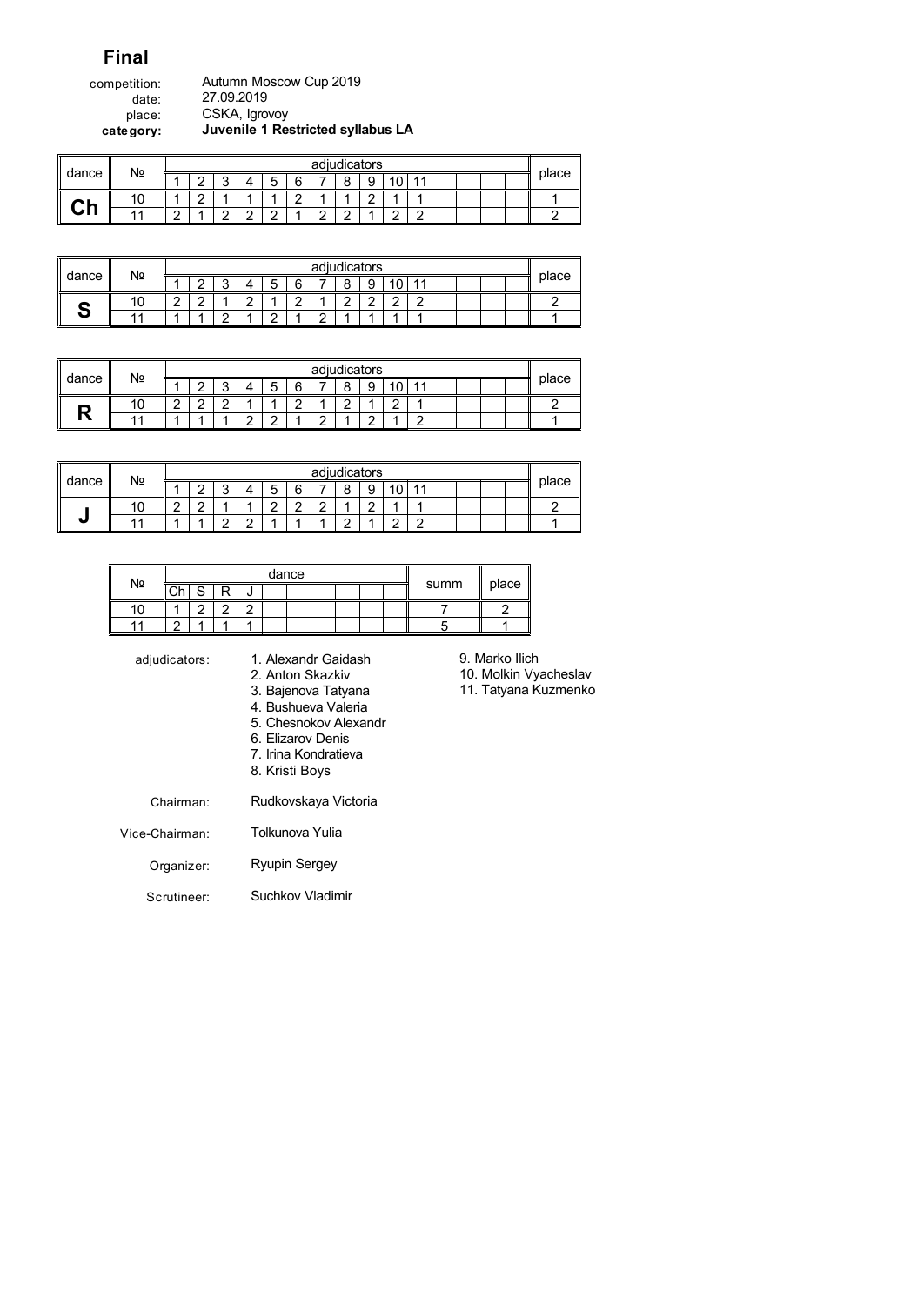## Final

competition: Autumn Moscow Cup 2019
date: 27.09.2019
place: CSKA, Igrovoy
**category:** **Juvenile 1 Restricted syllabus LA**

| dance | № | adjudicators | | | | | | | | | | | | | | | | place |
|---|---|---|---|---|---|---|---|---|---|---|---|---|---|---|---|---|---|---|
| | | 1 | 2 | 3 | 4 | 5 | 6 | 7 | 8 | 9 | 10 | 11 | | | | | | |
| **Ch** | 10 | 1 | 2 | 1 | 1 | 1 | 2 | 1 | 1 | 2 | 1 | 1 | | | | | | 1 |
| | 11 | 2 | 1 | 2 | 2 | 2 | 1 | 2 | 2 | 1 | 2 | 2 | | | | | | 2 |

| dance | № | adjudicators | | | | | | | | | | | | | | | | place |
|---|---|---|---|---|---|---|---|---|---|---|---|---|---|---|---|---|---|---|
| | | 1 | 2 | 3 | 4 | 5 | 6 | 7 | 8 | 9 | 10 | 11 | | | | | | |
| **S** | 10 | 2 | 2 | 1 | 2 | 1 | 2 | 1 | 2 | 2 | 2 | 2 | | | | | | 2 |
| | 11 | 1 | 1 | 2 | 1 | 2 | 1 | 2 | 1 | 1 | 1 | 1 | | | | | | 1 |

| dance | № | adjudicators | | | | | | | | | | | | | | | | place |
|---|---|---|---|---|---|---|---|---|---|---|---|---|---|---|---|---|---|---|
| | | 1 | 2 | 3 | 4 | 5 | 6 | 7 | 8 | 9 | 10 | 11 | | | | | | |
| **R** | 10 | 2 | 2 | 2 | 1 | 1 | 2 | 1 | 2 | 1 | 2 | 1 | | | | | | 2 |
| | 11 | 1 | 1 | 1 | 2 | 2 | 1 | 2 | 1 | 2 | 1 | 2 | | | | | | 1 |

| dance | № | adjudicators | | | | | | | | | | | | | | | | place |
|---|---|---|---|---|---|---|---|---|---|---|---|---|---|---|---|---|---|---|
| | | 1 | 2 | 3 | 4 | 5 | 6 | 7 | 8 | 9 | 10 | 11 | | | | | | |
| **J** | 10 | 2 | 2 | 1 | 1 | 2 | 2 | 2 | 1 | 2 | 1 | 1 | | | | | | 2 |
| | 11 | 1 | 1 | 2 | 2 | 1 | 1 | 1 | 2 | 1 | 2 | 2 | | | | | | 1 |

| № | dance | | | | | | | | | | summ | place |
|---|---|---|---|---|---|---|---|---|---|---|---|---|
| | Ch | S | R | J | | | | | | | | |
| 10 | 1 | 2 | 2 | 2 | | | | | | | 7 | 2 |
| 11 | 2 | 1 | 1 | 1 | | | | | | | 5 | 1 |

adjudicators:

1. Alexandr Gaidash
2. Anton Skazkiv
3. Bajenova Tatyana
4. Bushueva Valeria
5. Chesnokov Alexandr
6. Elizarov Denis
7. Irina Kondratieva
8. Kristi Boys
9. Marko Ilich
10. Molkin Vyacheslav
11. Tatyana Kuzmenko

Chairman: Rudkovskaya Victoria

Vice-Chairman: Tolkunova Yulia

Organizer: Ryupin Sergey

Scrutineer: Suchkov Vladimir